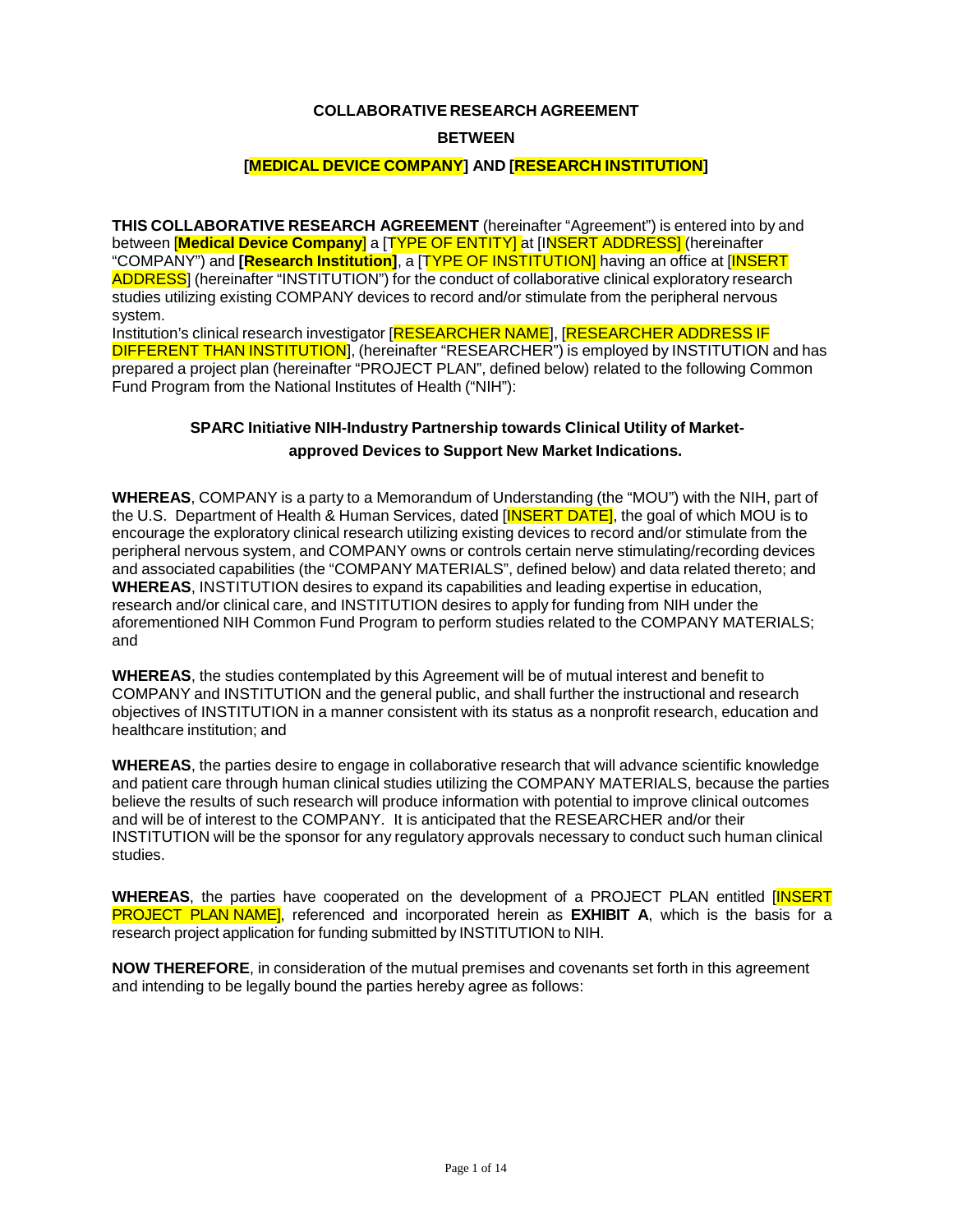**COLLABORATIVE RESEARCH AGREEMENT**

**BETWEEN**

**[MEDICAL DEVICE COMPANY] AND [RESEARCH INSTITUTION]**

**THIS COLLABORATIVE RESEARCH AGREEMENT** (hereinafter "Agreement") is entered into by and between [**Medical Device Company**] a [TYPE OF ENTITY] at [INSERT ADDRESS] (hereinafter "COMPANY") and **[Research Institution]**, a [TYPE OF INSTITUTION] having an office at [INSERT ADDRESS] (hereinafter "INSTITUTION") for the conduct of collaborative clinical exploratory research studies utilizing existing COMPANY devices to record and/or stimulate from the peripheral nervous system.

Institution's clinical research investigator [RESEARCHER NAME], [RESEARCHER ADDRESS IF DIFFERENT THAN INSTITUTION], (hereinafter "RESEARCHER") is employed by INSTITUTION and has prepared a project plan (hereinafter "PROJECT PLAN", defined below) related to the following Common Fund Program from the National Institutes of Health ("NIH"):

**SPARC Initiative NIH-Industry Partnership towards Clinical Utility of Market-approved Devices to Support New Market Indications.**

**WHEREAS**, COMPANY is a party to a Memorandum of Understanding (the "MOU") with the NIH, part of the U.S. Department of Health & Human Services, dated [INSERT DATE], the goal of which MOU is to encourage the exploratory clinical research utilizing existing devices to record and/or stimulate from the peripheral nervous system, and COMPANY owns or controls certain nerve stimulating/recording devices and associated capabilities (the "COMPANY MATERIALS", defined below) and data related thereto; and

**WHEREAS**, INSTITUTION desires to expand its capabilities and leading expertise in education, research and/or clinical care, and INSTITUTION desires to apply for funding from NIH under the aforementioned NIH Common Fund Program to perform studies related to the COMPANY MATERIALS; and

**WHEREAS**, the studies contemplated by this Agreement will be of mutual interest and benefit to COMPANY and INSTITUTION and the general public, and shall further the instructional and research objectives of INSTITUTION in a manner consistent with its status as a nonprofit research, education and healthcare institution; and

**WHEREAS**, the parties desire to engage in collaborative research that will advance scientific knowledge and patient care through human clinical studies utilizing the COMPANY MATERIALS, because the parties believe the results of such research will produce information with potential to improve clinical outcomes and will be of interest to the COMPANY. It is anticipated that the RESEARCHER and/or their INSTITUTION will be the sponsor for any regulatory approvals necessary to conduct such human clinical studies.

**WHEREAS**, the parties have cooperated on the development of a PROJECT PLAN entitled [INSERT PROJECT PLAN NAME], referenced and incorporated herein as **EXHIBIT A**, which is the basis for a research project application for funding submitted by INSTITUTION to NIH.

**NOW THEREFORE**, in consideration of the mutual premises and covenants set forth in this agreement and intending to be legally bound the parties hereby agree as follows: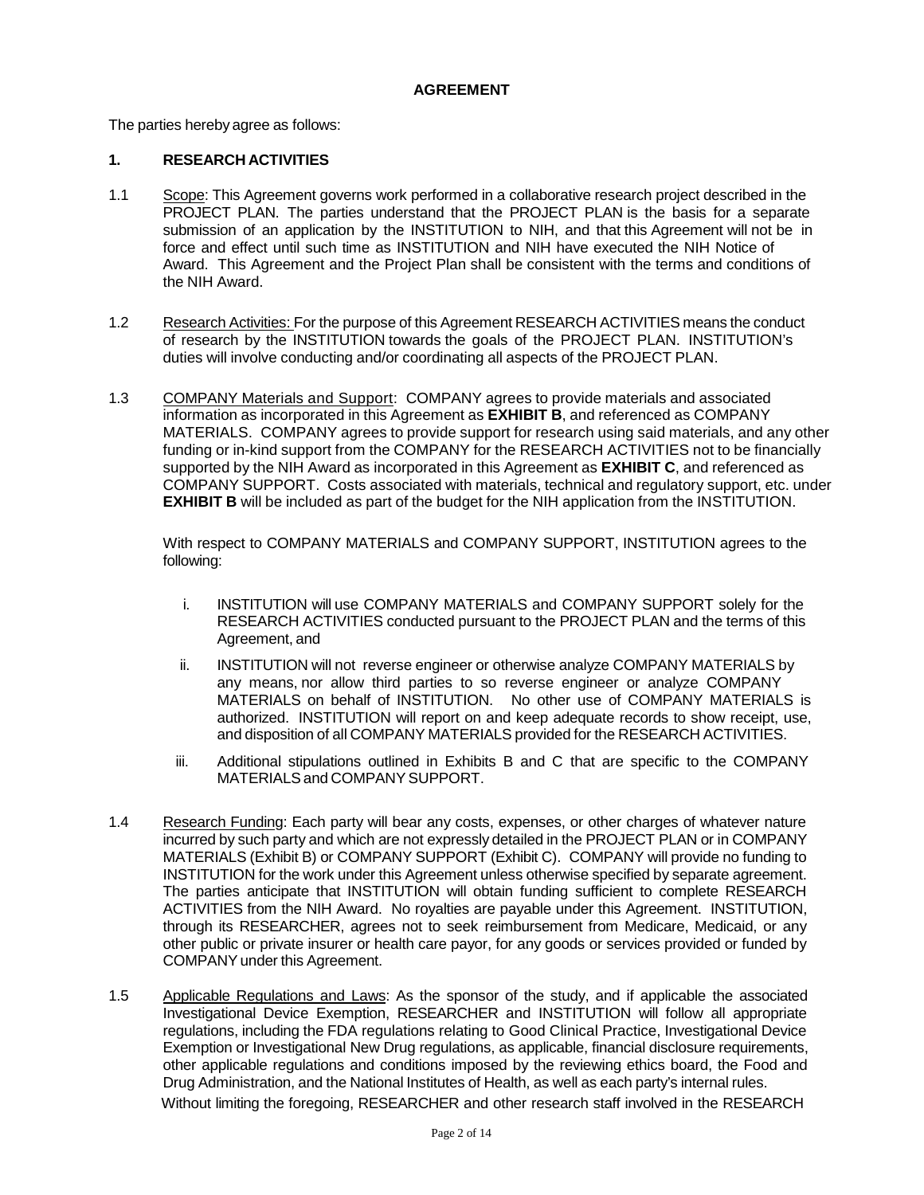## AGREEMENT

The parties hereby agree as follows:

### 1. RESEARCH ACTIVITIES

1.1 Scope: This Agreement governs work performed in a collaborative research project described in the PROJECT PLAN. The parties understand that the PROJECT PLAN is the basis for a separate submission of an application by the INSTITUTION to NIH, and that this Agreement will not be in force and effect until such time as INSTITUTION and NIH have executed the NIH Notice of Award. This Agreement and the Project Plan shall be consistent with the terms and conditions of the NIH Award.

1.2 Research Activities: For the purpose of this Agreement RESEARCH ACTIVITIES means the conduct of research by the INSTITUTION towards the goals of the PROJECT PLAN. INSTITUTION's duties will involve conducting and/or coordinating all aspects of the PROJECT PLAN.

1.3 COMPANY Materials and Support: COMPANY agrees to provide materials and associated information as incorporated in this Agreement as **EXHIBIT B**, and referenced as COMPANY MATERIALS. COMPANY agrees to provide support for research using said materials, and any other funding or in-kind support from the COMPANY for the RESEARCH ACTIVITIES not to be financially supported by the NIH Award as incorporated in this Agreement as **EXHIBIT C**, and referenced as COMPANY SUPPORT. Costs associated with materials, technical and regulatory support, etc. under **EXHIBIT B** will be included as part of the budget for the NIH application from the INSTITUTION.

With respect to COMPANY MATERIALS and COMPANY SUPPORT, INSTITUTION agrees to the following:

i. INSTITUTION will use COMPANY MATERIALS and COMPANY SUPPORT solely for the RESEARCH ACTIVITIES conducted pursuant to the PROJECT PLAN and the terms of this Agreement, and

ii. INSTITUTION will not reverse engineer or otherwise analyze COMPANY MATERIALS by any means, nor allow third parties to so reverse engineer or analyze COMPANY MATERIALS on behalf of INSTITUTION. No other use of COMPANY MATERIALS is authorized. INSTITUTION will report on and keep adequate records to show receipt, use, and disposition of all COMPANY MATERIALS provided for the RESEARCH ACTIVITIES.

iii. Additional stipulations outlined in Exhibits B and C that are specific to the COMPANY MATERIALS and COMPANY SUPPORT.

1.4 Research Funding: Each party will bear any costs, expenses, or other charges of whatever nature incurred by such party and which are not expressly detailed in the PROJECT PLAN or in COMPANY MATERIALS (Exhibit B) or COMPANY SUPPORT (Exhibit C). COMPANY will provide no funding to INSTITUTION for the work under this Agreement unless otherwise specified by separate agreement. The parties anticipate that INSTITUTION will obtain funding sufficient to complete RESEARCH ACTIVITIES from the NIH Award. No royalties are payable under this Agreement. INSTITUTION, through its RESEARCHER, agrees not to seek reimbursement from Medicare, Medicaid, or any other public or private insurer or health care payor, for any goods or services provided or funded by COMPANY under this Agreement.

1.5 Applicable Regulations and Laws: As the sponsor of the study, and if applicable the associated Investigational Device Exemption, RESEARCHER and INSTITUTION will follow all appropriate regulations, including the FDA regulations relating to Good Clinical Practice, Investigational Device Exemption or Investigational New Drug regulations, as applicable, financial disclosure requirements, other applicable regulations and conditions imposed by the reviewing ethics board, the Food and Drug Administration, and the National Institutes of Health, as well as each party's internal rules. Without limiting the foregoing, RESEARCHER and other research staff involved in the RESEARCH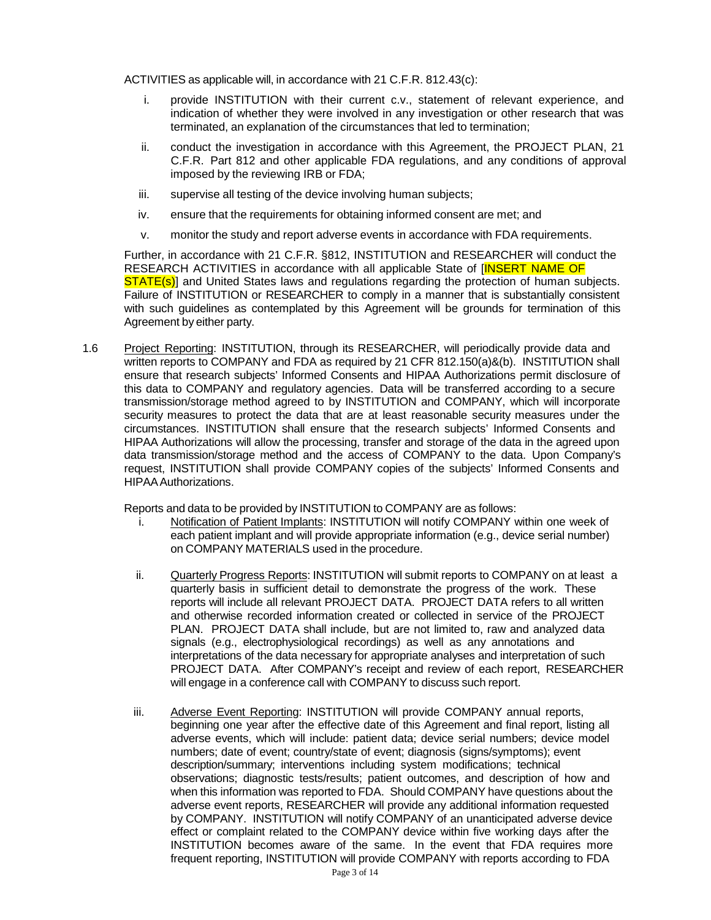ACTIVITIES as applicable will, in accordance with 21 C.F.R. 812.43(c):

i. provide INSTITUTION with their current c.v., statement of relevant experience, and indication of whether they were involved in any investigation or other research that was terminated, an explanation of the circumstances that led to termination;

ii. conduct the investigation in accordance with this Agreement, the PROJECT PLAN, 21 C.F.R. Part 812 and other applicable FDA regulations, and any conditions of approval imposed by the reviewing IRB or FDA;

iii. supervise all testing of the device involving human subjects;

iv. ensure that the requirements for obtaining informed consent are met; and

v. monitor the study and report adverse events in accordance with FDA requirements.

Further, in accordance with 21 C.F.R. §812, INSTITUTION and RESEARCHER will conduct the RESEARCH ACTIVITIES in accordance with all applicable State of [INSERT NAME OF STATE(s)] and United States laws and regulations regarding the protection of human subjects. Failure of INSTITUTION or RESEARCHER to comply in a manner that is substantially consistent with such guidelines as contemplated by this Agreement will be grounds for termination of this Agreement by either party.

1.6 Project Reporting: INSTITUTION, through its RESEARCHER, will periodically provide data and written reports to COMPANY and FDA as required by 21 CFR 812.150(a)&(b). INSTITUTION shall ensure that research subjects' Informed Consents and HIPAA Authorizations permit disclosure of this data to COMPANY and regulatory agencies. Data will be transferred according to a secure transmission/storage method agreed to by INSTITUTION and COMPANY, which will incorporate security measures to protect the data that are at least reasonable security measures under the circumstances. INSTITUTION shall ensure that the research subjects' Informed Consents and HIPAA Authorizations will allow the processing, transfer and storage of the data in the agreed upon data transmission/storage method and the access of COMPANY to the data. Upon Company's request, INSTITUTION shall provide COMPANY copies of the subjects' Informed Consents and HIPAA Authorizations.

Reports and data to be provided by INSTITUTION to COMPANY are as follows:

i. Notification of Patient Implants: INSTITUTION will notify COMPANY within one week of each patient implant and will provide appropriate information (e.g., device serial number) on COMPANY MATERIALS used in the procedure.

ii. Quarterly Progress Reports: INSTITUTION will submit reports to COMPANY on at least a quarterly basis in sufficient detail to demonstrate the progress of the work. These reports will include all relevant PROJECT DATA. PROJECT DATA refers to all written and otherwise recorded information created or collected in service of the PROJECT PLAN. PROJECT DATA shall include, but are not limited to, raw and analyzed data signals (e.g., electrophysiological recordings) as well as any annotations and interpretations of the data necessary for appropriate analyses and interpretation of such PROJECT DATA. After COMPANY's receipt and review of each report, RESEARCHER will engage in a conference call with COMPANY to discuss such report.

iii. Adverse Event Reporting: INSTITUTION will provide COMPANY annual reports, beginning one year after the effective date of this Agreement and final report, listing all adverse events, which will include: patient data; device serial numbers; device model numbers; date of event; country/state of event; diagnosis (signs/symptoms); event description/summary; interventions including system modifications; technical observations; diagnostic tests/results; patient outcomes, and description of how and when this information was reported to FDA. Should COMPANY have questions about the adverse event reports, RESEARCHER will provide any additional information requested by COMPANY. INSTITUTION will notify COMPANY of an unanticipated adverse device effect or complaint related to the COMPANY device within five working days after the INSTITUTION becomes aware of the same. In the event that FDA requires more frequent reporting, INSTITUTION will provide COMPANY with reports according to FDA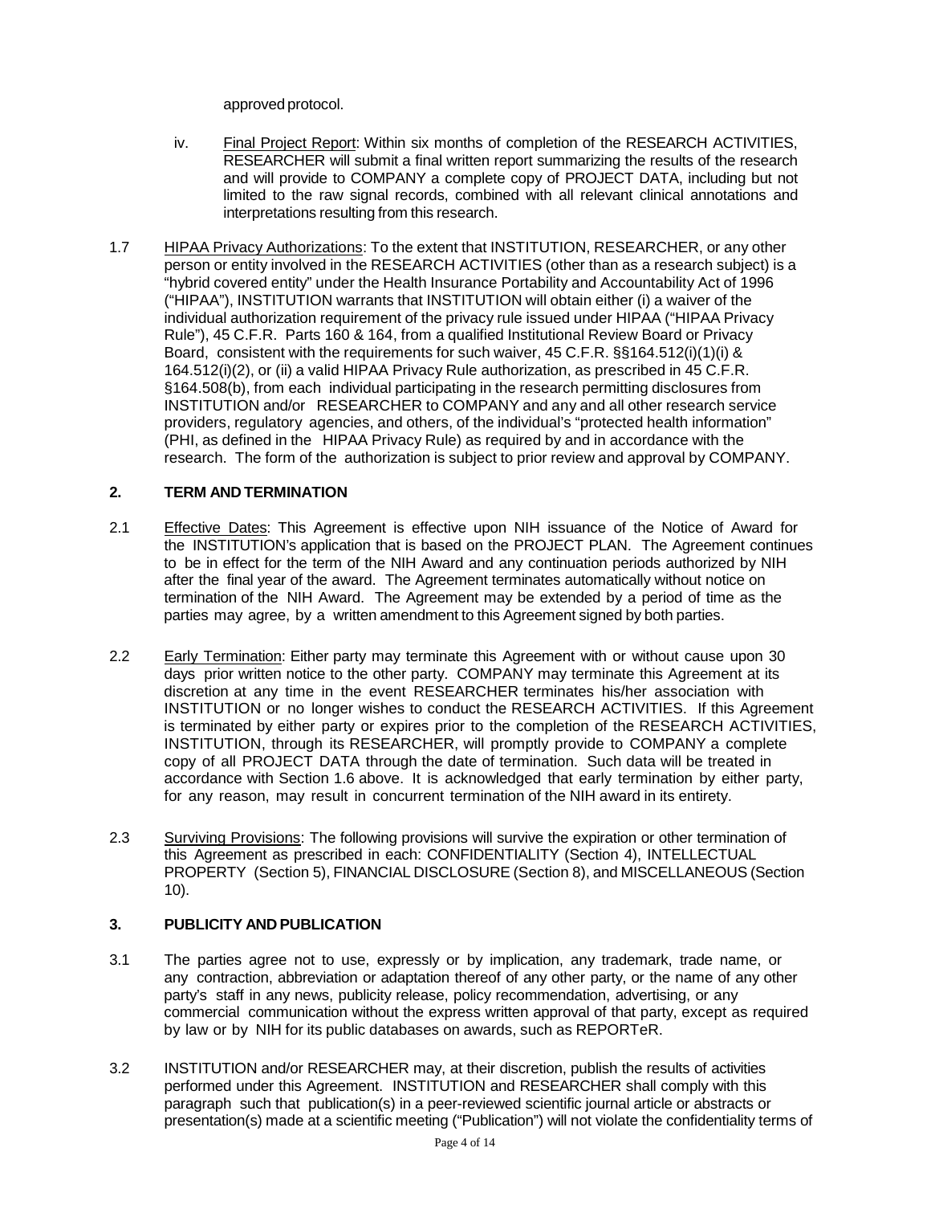approved protocol.

iv. Final Project Report: Within six months of completion of the RESEARCH ACTIVITIES, RESEARCHER will submit a final written report summarizing the results of the research and will provide to COMPANY a complete copy of PROJECT DATA, including but not limited to the raw signal records, combined with all relevant clinical annotations and interpretations resulting from this research.

1.7 HIPAA Privacy Authorizations: To the extent that INSTITUTION, RESEARCHER, or any other person or entity involved in the RESEARCH ACTIVITIES (other than as a research subject) is a "hybrid covered entity" under the Health Insurance Portability and Accountability Act of 1996 ("HIPAA"), INSTITUTION warrants that INSTITUTION will obtain either (i) a waiver of the individual authorization requirement of the privacy rule issued under HIPAA ("HIPAA Privacy Rule"), 45 C.F.R. Parts 160 & 164, from a qualified Institutional Review Board or Privacy Board, consistent with the requirements for such waiver, 45 C.F.R. §§164.512(i)(1)(i) & 164.512(i)(2), or (ii) a valid HIPAA Privacy Rule authorization, as prescribed in 45 C.F.R. §164.508(b), from each individual participating in the research permitting disclosures from INSTITUTION and/or RESEARCHER to COMPANY and any and all other research service providers, regulatory agencies, and others, of the individual's "protected health information" (PHI, as defined in the HIPAA Privacy Rule) as required by and in accordance with the research. The form of the authorization is subject to prior review and approval by COMPANY.

## 2. TERM AND TERMINATION

2.1 Effective Dates: This Agreement is effective upon NIH issuance of the Notice of Award for the INSTITUTION's application that is based on the PROJECT PLAN. The Agreement continues to be in effect for the term of the NIH Award and any continuation periods authorized by NIH after the final year of the award. The Agreement terminates automatically without notice on termination of the NIH Award. The Agreement may be extended by a period of time as the parties may agree, by a written amendment to this Agreement signed by both parties.

2.2 Early Termination: Either party may terminate this Agreement with or without cause upon 30 days prior written notice to the other party. COMPANY may terminate this Agreement at its discretion at any time in the event RESEARCHER terminates his/her association with INSTITUTION or no longer wishes to conduct the RESEARCH ACTIVITIES. If this Agreement is terminated by either party or expires prior to the completion of the RESEARCH ACTIVITIES, INSTITUTION, through its RESEARCHER, will promptly provide to COMPANY a complete copy of all PROJECT DATA through the date of termination. Such data will be treated in accordance with Section 1.6 above. It is acknowledged that early termination by either party, for any reason, may result in concurrent termination of the NIH award in its entirety.

2.3 Surviving Provisions: The following provisions will survive the expiration or other termination of this Agreement as prescribed in each: CONFIDENTIALITY (Section 4), INTELLECTUAL PROPERTY (Section 5), FINANCIAL DISCLOSURE (Section 8), and MISCELLANEOUS (Section 10).

## 3. PUBLICITY AND PUBLICATION

3.1 The parties agree not to use, expressly or by implication, any trademark, trade name, or any contraction, abbreviation or adaptation thereof of any other party, or the name of any other party's staff in any news, publicity release, policy recommendation, advertising, or any commercial communication without the express written approval of that party, except as required by law or by NIH for its public databases on awards, such as REPORTeR.

3.2 INSTITUTION and/or RESEARCHER may, at their discretion, publish the results of activities performed under this Agreement. INSTITUTION and RESEARCHER shall comply with this paragraph such that publication(s) in a peer-reviewed scientific journal article or abstracts or presentation(s) made at a scientific meeting ("Publication") will not violate the confidentiality terms of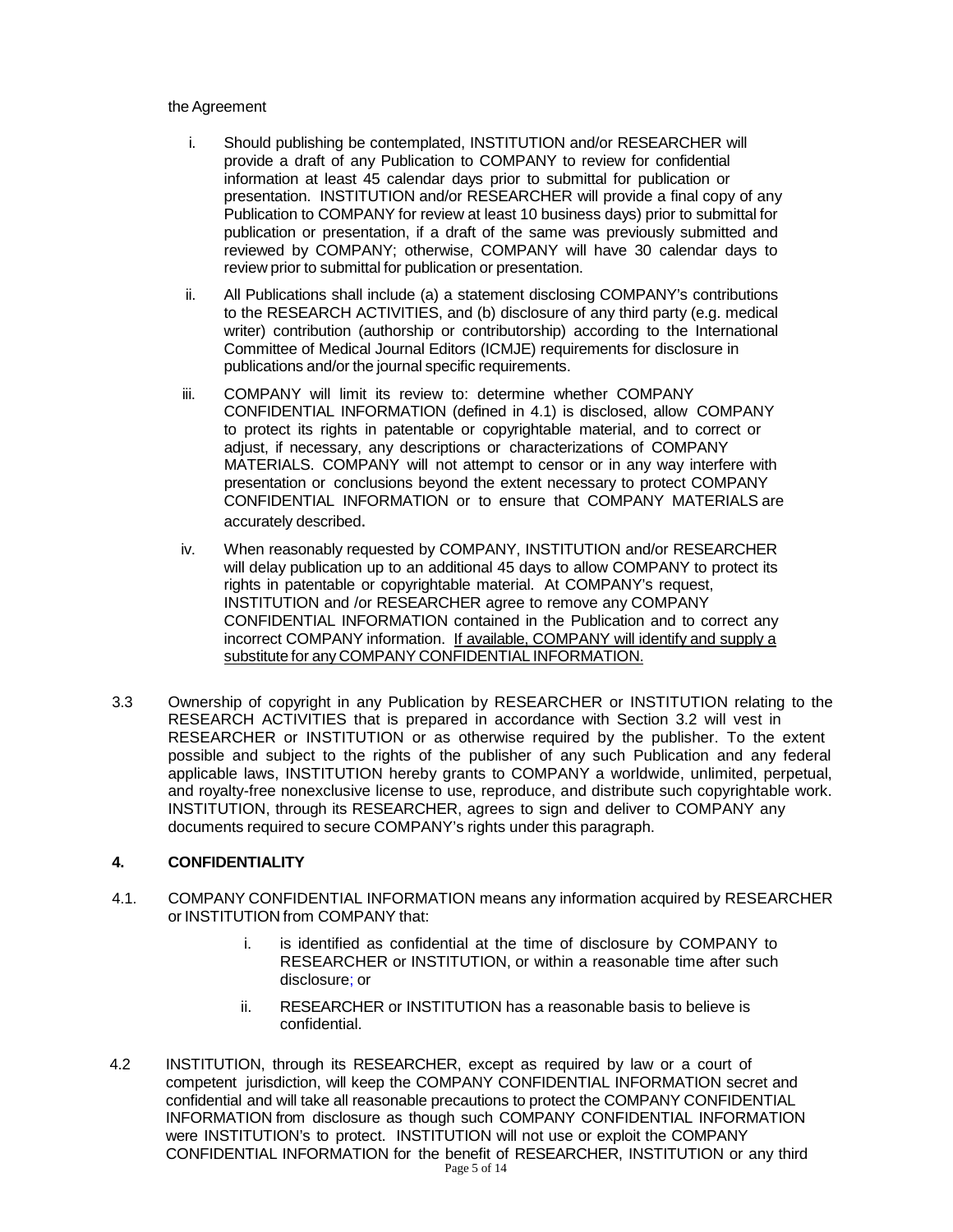the Agreement

i. Should publishing be contemplated, INSTITUTION and/or RESEARCHER will provide a draft of any Publication to COMPANY to review for confidential information at least 45 calendar days prior to submittal for publication or presentation. INSTITUTION and/or RESEARCHER will provide a final copy of any Publication to COMPANY for review at least 10 business days) prior to submittal for publication or presentation, if a draft of the same was previously submitted and reviewed by COMPANY; otherwise, COMPANY will have 30 calendar days to review prior to submittal for publication or presentation.

ii. All Publications shall include (a) a statement disclosing COMPANY's contributions to the RESEARCH ACTIVITIES, and (b) disclosure of any third party (e.g. medical writer) contribution (authorship or contributorship) according to the International Committee of Medical Journal Editors (ICMJE) requirements for disclosure in publications and/or the journal specific requirements.

iii. COMPANY will limit its review to: determine whether COMPANY CONFIDENTIAL INFORMATION (defined in 4.1) is disclosed, allow COMPANY to protect its rights in patentable or copyrightable material, and to correct or adjust, if necessary, any descriptions or characterizations of COMPANY MATERIALS. COMPANY will not attempt to censor or in any way interfere with presentation or conclusions beyond the extent necessary to protect COMPANY CONFIDENTIAL INFORMATION or to ensure that COMPANY MATERIALS are accurately described.

iv. When reasonably requested by COMPANY, INSTITUTION and/or RESEARCHER will delay publication up to an additional 45 days to allow COMPANY to protect its rights in patentable or copyrightable material. At COMPANY's request, INSTITUTION and /or RESEARCHER agree to remove any COMPANY CONFIDENTIAL INFORMATION contained in the Publication and to correct any incorrect COMPANY information. <u>If available, COMPANY will identify and supply a substitute for any COMPANY CONFIDENTIAL INFORMATION.</u>

3.3 Ownership of copyright in any Publication by RESEARCHER or INSTITUTION relating to the RESEARCH ACTIVITIES that is prepared in accordance with Section 3.2 will vest in RESEARCHER or INSTITUTION or as otherwise required by the publisher. To the extent possible and subject to the rights of the publisher of any such Publication and any federal applicable laws, INSTITUTION hereby grants to COMPANY a worldwide, unlimited, perpetual, and royalty-free nonexclusive license to use, reproduce, and distribute such copyrightable work. INSTITUTION, through its RESEARCHER, agrees to sign and deliver to COMPANY any documents required to secure COMPANY's rights under this paragraph.

## 4. CONFIDENTIALITY

4.1. COMPANY CONFIDENTIAL INFORMATION means any information acquired by RESEARCHER or INSTITUTION from COMPANY that:

i. is identified as confidential at the time of disclosure by COMPANY to RESEARCHER or INSTITUTION, or within a reasonable time after such disclosure; or

ii. RESEARCHER or INSTITUTION has a reasonable basis to believe is confidential.

4.2 INSTITUTION, through its RESEARCHER, except as required by law or a court of competent jurisdiction, will keep the COMPANY CONFIDENTIAL INFORMATION secret and confidential and will take all reasonable precautions to protect the COMPANY CONFIDENTIAL INFORMATION from disclosure as though such COMPANY CONFIDENTIAL INFORMATION were INSTITUTION's to protect. INSTITUTION will not use or exploit the COMPANY CONFIDENTIAL INFORMATION for the benefit of RESEARCHER, INSTITUTION or any third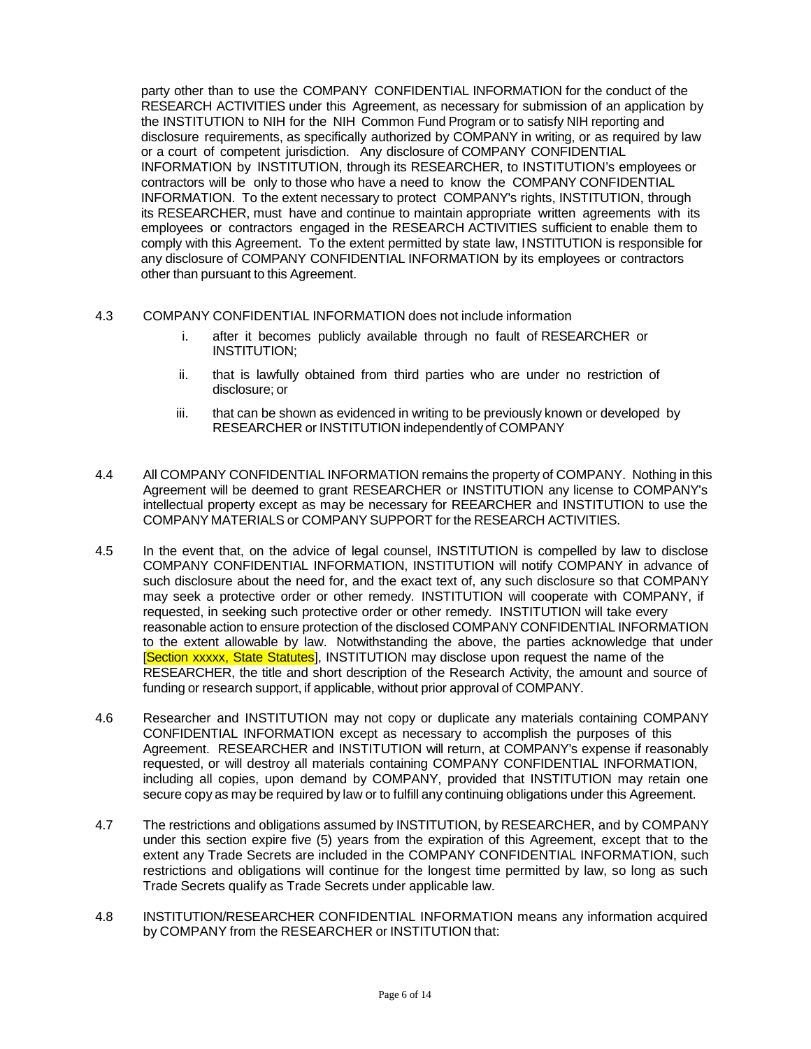party other than to use the COMPANY CONFIDENTIAL INFORMATION for the conduct of the RESEARCH ACTIVITIES under this Agreement, as necessary for submission of an application by the INSTITUTION to NIH for the NIH Common Fund Program or to satisfy NIH reporting and disclosure requirements, as specifically authorized by COMPANY in writing, or as required by law or a court of competent jurisdiction. Any disclosure of COMPANY CONFIDENTIAL INFORMATION by INSTITUTION, through its RESEARCHER, to INSTITUTION's employees or contractors will be only to those who have a need to know the COMPANY CONFIDENTIAL INFORMATION. To the extent necessary to protect COMPANY's rights, INSTITUTION, through its RESEARCHER, must have and continue to maintain appropriate written agreements with its employees or contractors engaged in the RESEARCH ACTIVITIES sufficient to enable them to comply with this Agreement. To the extent permitted by state law, INSTITUTION is responsible for any disclosure of COMPANY CONFIDENTIAL INFORMATION by its employees or contractors other than pursuant to this Agreement.

4.3 COMPANY CONFIDENTIAL INFORMATION does not include information

i. after it becomes publicly available through no fault of RESEARCHER or INSTITUTION;

ii. that is lawfully obtained from third parties who are under no restriction of disclosure; or

iii. that can be shown as evidenced in writing to be previously known or developed by RESEARCHER or INSTITUTION independently of COMPANY

4.4 All COMPANY CONFIDENTIAL INFORMATION remains the property of COMPANY. Nothing in this Agreement will be deemed to grant RESEARCHER or INSTITUTION any license to COMPANY's intellectual property except as may be necessary for REEARCHER and INSTITUTION to use the COMPANY MATERIALS or COMPANY SUPPORT for the RESEARCH ACTIVITIES.

4.5 In the event that, on the advice of legal counsel, INSTITUTION is compelled by law to disclose COMPANY CONFIDENTIAL INFORMATION, INSTITUTION will notify COMPANY in advance of such disclosure about the need for, and the exact text of, any such disclosure so that COMPANY may seek a protective order or other remedy. INSTITUTION will cooperate with COMPANY, if requested, in seeking such protective order or other remedy. INSTITUTION will take every reasonable action to ensure protection of the disclosed COMPANY CONFIDENTIAL INFORMATION to the extent allowable by law. Notwithstanding the above, the parties acknowledge that under [Section xxxxx, State Statutes], INSTITUTION may disclose upon request the name of the RESEARCHER, the title and short description of the Research Activity, the amount and source of funding or research support, if applicable, without prior approval of COMPANY.

4.6 Researcher and INSTITUTION may not copy or duplicate any materials containing COMPANY CONFIDENTIAL INFORMATION except as necessary to accomplish the purposes of this Agreement. RESEARCHER and INSTITUTION will return, at COMPANY's expense if reasonably requested, or will destroy all materials containing COMPANY CONFIDENTIAL INFORMATION, including all copies, upon demand by COMPANY, provided that INSTITUTION may retain one secure copy as may be required by law or to fulfill any continuing obligations under this Agreement.

4.7 The restrictions and obligations assumed by INSTITUTION, by RESEARCHER, and by COMPANY under this section expire five (5) years from the expiration of this Agreement, except that to the extent any Trade Secrets are included in the COMPANY CONFIDENTIAL INFORMATION, such restrictions and obligations will continue for the longest time permitted by law, so long as such Trade Secrets qualify as Trade Secrets under applicable law.

4.8 INSTITUTION/RESEARCHER CONFIDENTIAL INFORMATION means any information acquired by COMPANY from the RESEARCHER or INSTITUTION that: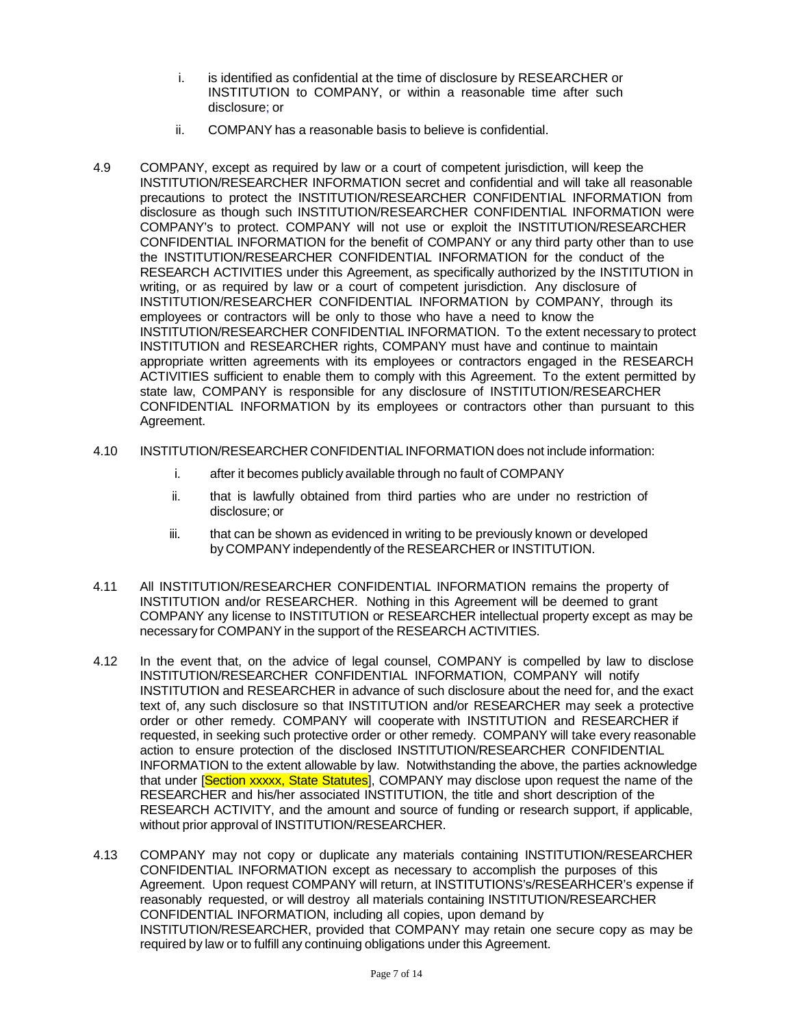i. is identified as confidential at the time of disclosure by RESEARCHER or INSTITUTION to COMPANY, or within a reasonable time after such disclosure; or

ii. COMPANY has a reasonable basis to believe is confidential.

4.9 COMPANY, except as required by law or a court of competent jurisdiction, will keep the INSTITUTION/RESEARCHER INFORMATION secret and confidential and will take all reasonable precautions to protect the INSTITUTION/RESEARCHER CONFIDENTIAL INFORMATION from disclosure as though such INSTITUTION/RESEARCHER CONFIDENTIAL INFORMATION were COMPANY's to protect. COMPANY will not use or exploit the INSTITUTION/RESEARCHER CONFIDENTIAL INFORMATION for the benefit of COMPANY or any third party other than to use the INSTITUTION/RESEARCHER CONFIDENTIAL INFORMATION for the conduct of the RESEARCH ACTIVITIES under this Agreement, as specifically authorized by the INSTITUTION in writing, or as required by law or a court of competent jurisdiction. Any disclosure of INSTITUTION/RESEARCHER CONFIDENTIAL INFORMATION by COMPANY, through its employees or contractors will be only to those who have a need to know the INSTITUTION/RESEARCHER CONFIDENTIAL INFORMATION. To the extent necessary to protect INSTITUTION and RESEARCHER rights, COMPANY must have and continue to maintain appropriate written agreements with its employees or contractors engaged in the RESEARCH ACTIVITIES sufficient to enable them to comply with this Agreement. To the extent permitted by state law, COMPANY is responsible for any disclosure of INSTITUTION/RESEARCHER CONFIDENTIAL INFORMATION by its employees or contractors other than pursuant to this Agreement.

4.10 INSTITUTION/RESEARCHER CONFIDENTIAL INFORMATION does not include information:

i. after it becomes publicly available through no fault of COMPANY

ii. that is lawfully obtained from third parties who are under no restriction of disclosure; or

iii. that can be shown as evidenced in writing to be previously known or developed by COMPANY independently of the RESEARCHER or INSTITUTION.

4.11 All INSTITUTION/RESEARCHER CONFIDENTIAL INFORMATION remains the property of INSTITUTION and/or RESEARCHER. Nothing in this Agreement will be deemed to grant COMPANY any license to INSTITUTION or RESEARCHER intellectual property except as may be necessary for COMPANY in the support of the RESEARCH ACTIVITIES.

4.12 In the event that, on the advice of legal counsel, COMPANY is compelled by law to disclose INSTITUTION/RESEARCHER CONFIDENTIAL INFORMATION, COMPANY will notify INSTITUTION and RESEARCHER in advance of such disclosure about the need for, and the exact text of, any such disclosure so that INSTITUTION and/or RESEARCHER may seek a protective order or other remedy. COMPANY will cooperate with INSTITUTION and RESEARCHER if requested, in seeking such protective order or other remedy. COMPANY will take every reasonable action to ensure protection of the disclosed INSTITUTION/RESEARCHER CONFIDENTIAL INFORMATION to the extent allowable by law. Notwithstanding the above, the parties acknowledge that under [Section xxxxx, State Statutes], COMPANY may disclose upon request the name of the RESEARCHER and his/her associated INSTITUTION, the title and short description of the RESEARCH ACTIVITY, and the amount and source of funding or research support, if applicable, without prior approval of INSTITUTION/RESEARCHER.

4.13 COMPANY may not copy or duplicate any materials containing INSTITUTION/RESEARCHER CONFIDENTIAL INFORMATION except as necessary to accomplish the purposes of this Agreement. Upon request COMPANY will return, at INSTITUTIONS's/RESEARHCER's expense if reasonably requested, or will destroy all materials containing INSTITUTION/RESEARCHER CONFIDENTIAL INFORMATION, including all copies, upon demand by INSTITUTION/RESEARCHER, provided that COMPANY may retain one secure copy as may be required by law or to fulfill any continuing obligations under this Agreement.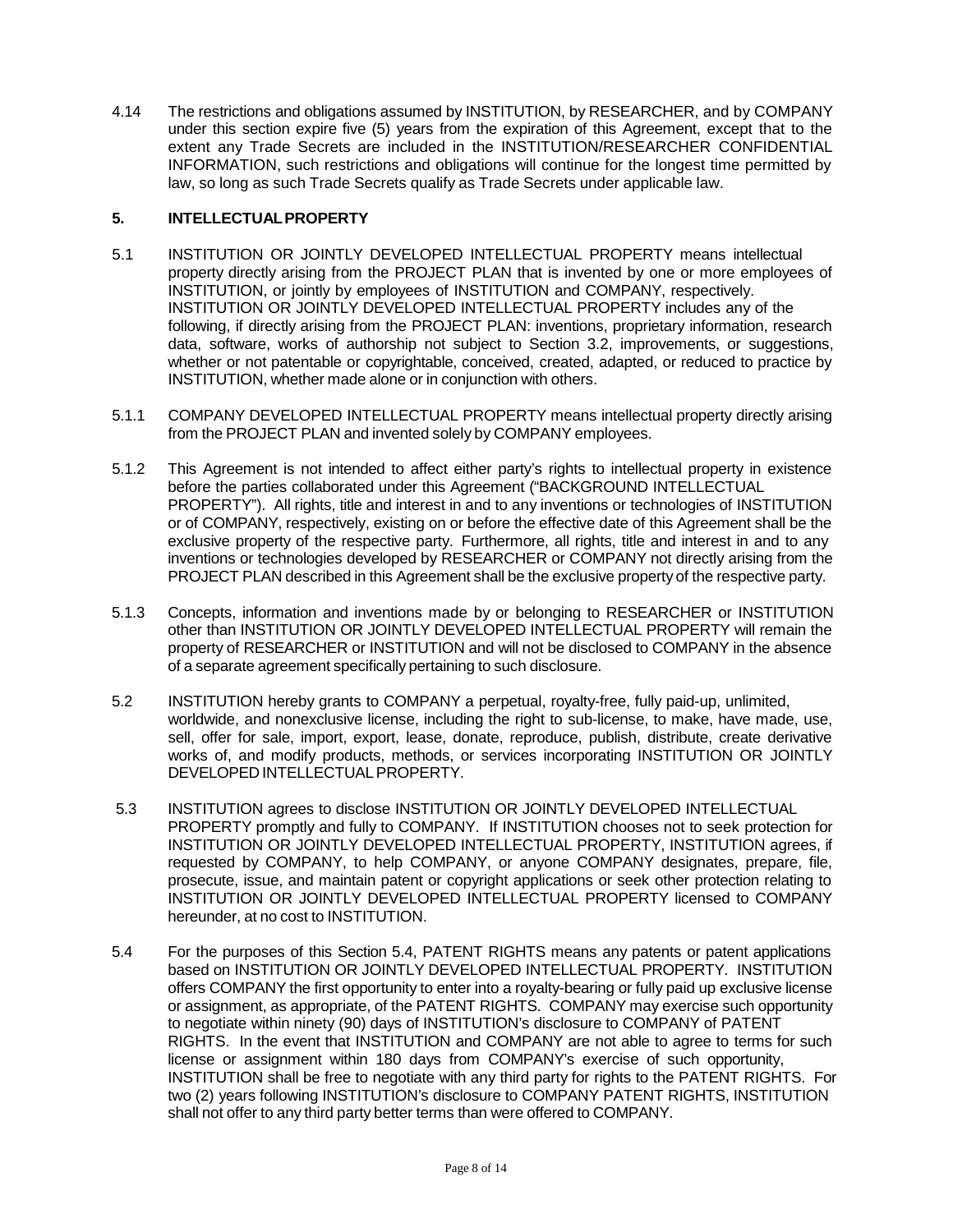4.14 The restrictions and obligations assumed by INSTITUTION, by RESEARCHER, and by COMPANY under this section expire five (5) years from the expiration of this Agreement, except that to the extent any Trade Secrets are included in the INSTITUTION/RESEARCHER CONFIDENTIAL INFORMATION, such restrictions and obligations will continue for the longest time permitted by law, so long as such Trade Secrets qualify as Trade Secrets under applicable law.

## 5. INTELLECTUAL PROPERTY

5.1 INSTITUTION OR JOINTLY DEVELOPED INTELLECTUAL PROPERTY means intellectual property directly arising from the PROJECT PLAN that is invented by one or more employees of INSTITUTION, or jointly by employees of INSTITUTION and COMPANY, respectively. INSTITUTION OR JOINTLY DEVELOPED INTELLECTUAL PROPERTY includes any of the following, if directly arising from the PROJECT PLAN: inventions, proprietary information, research data, software, works of authorship not subject to Section 3.2, improvements, or suggestions, whether or not patentable or copyrightable, conceived, created, adapted, or reduced to practice by INSTITUTION, whether made alone or in conjunction with others.

5.1.1 COMPANY DEVELOPED INTELLECTUAL PROPERTY means intellectual property directly arising from the PROJECT PLAN and invented solely by COMPANY employees.

5.1.2 This Agreement is not intended to affect either party's rights to intellectual property in existence before the parties collaborated under this Agreement ("BACKGROUND INTELLECTUAL PROPERTY"). All rights, title and interest in and to any inventions or technologies of INSTITUTION or of COMPANY, respectively, existing on or before the effective date of this Agreement shall be the exclusive property of the respective party. Furthermore, all rights, title and interest in and to any inventions or technologies developed by RESEARCHER or COMPANY not directly arising from the PROJECT PLAN described in this Agreement shall be the exclusive property of the respective party.

5.1.3 Concepts, information and inventions made by or belonging to RESEARCHER or INSTITUTION other than INSTITUTION OR JOINTLY DEVELOPED INTELLECTUAL PROPERTY will remain the property of RESEARCHER or INSTITUTION and will not be disclosed to COMPANY in the absence of a separate agreement specifically pertaining to such disclosure.

5.2 INSTITUTION hereby grants to COMPANY a perpetual, royalty-free, fully paid-up, unlimited, worldwide, and nonexclusive license, including the right to sub-license, to make, have made, use, sell, offer for sale, import, export, lease, donate, reproduce, publish, distribute, create derivative works of, and modify products, methods, or services incorporating INSTITUTION OR JOINTLY DEVELOPED INTELLECTUAL PROPERTY.

5.3 INSTITUTION agrees to disclose INSTITUTION OR JOINTLY DEVELOPED INTELLECTUAL PROPERTY promptly and fully to COMPANY. If INSTITUTION chooses not to seek protection for INSTITUTION OR JOINTLY DEVELOPED INTELLECTUAL PROPERTY, INSTITUTION agrees, if requested by COMPANY, to help COMPANY, or anyone COMPANY designates, prepare, file, prosecute, issue, and maintain patent or copyright applications or seek other protection relating to INSTITUTION OR JOINTLY DEVELOPED INTELLECTUAL PROPERTY licensed to COMPANY hereunder, at no cost to INSTITUTION.

5.4 For the purposes of this Section 5.4, PATENT RIGHTS means any patents or patent applications based on INSTITUTION OR JOINTLY DEVELOPED INTELLECTUAL PROPERTY. INSTITUTION offers COMPANY the first opportunity to enter into a royalty-bearing or fully paid up exclusive license or assignment, as appropriate, of the PATENT RIGHTS. COMPANY may exercise such opportunity to negotiate within ninety (90) days of INSTITUTION's disclosure to COMPANY of PATENT RIGHTS. In the event that INSTITUTION and COMPANY are not able to agree to terms for such license or assignment within 180 days from COMPANY's exercise of such opportunity, INSTITUTION shall be free to negotiate with any third party for rights to the PATENT RIGHTS. For two (2) years following INSTITUTION's disclosure to COMPANY PATENT RIGHTS, INSTITUTION shall not offer to any third party better terms than were offered to COMPANY.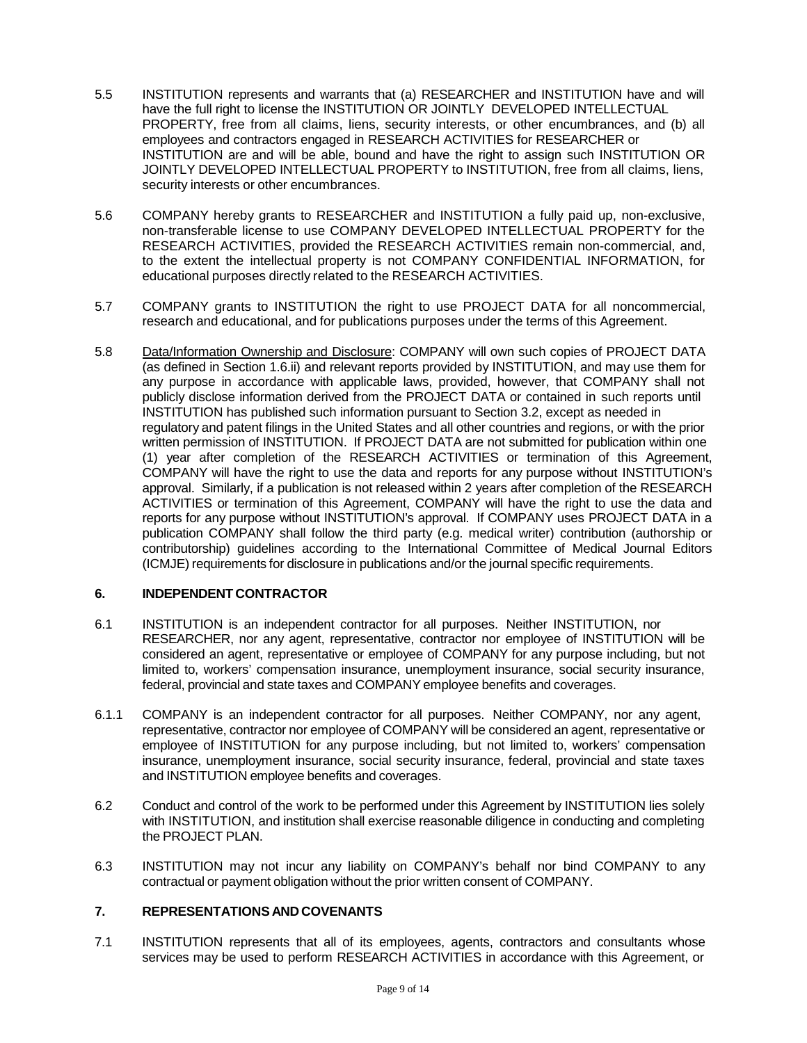5.5 INSTITUTION represents and warrants that (a) RESEARCHER and INSTITUTION have and will have the full right to license the INSTITUTION OR JOINTLY DEVELOPED INTELLECTUAL PROPERTY, free from all claims, liens, security interests, or other encumbrances, and (b) all employees and contractors engaged in RESEARCH ACTIVITIES for RESEARCHER or INSTITUTION are and will be able, bound and have the right to assign such INSTITUTION OR JOINTLY DEVELOPED INTELLECTUAL PROPERTY to INSTITUTION, free from all claims, liens, security interests or other encumbrances.

5.6 COMPANY hereby grants to RESEARCHER and INSTITUTION a fully paid up, non-exclusive, non-transferable license to use COMPANY DEVELOPED INTELLECTUAL PROPERTY for the RESEARCH ACTIVITIES, provided the RESEARCH ACTIVITIES remain non-commercial, and, to the extent the intellectual property is not COMPANY CONFIDENTIAL INFORMATION, for educational purposes directly related to the RESEARCH ACTIVITIES.

5.7 COMPANY grants to INSTITUTION the right to use PROJECT DATA for all noncommercial, research and educational, and for publications purposes under the terms of this Agreement.

5.8 Data/Information Ownership and Disclosure: COMPANY will own such copies of PROJECT DATA (as defined in Section 1.6.ii) and relevant reports provided by INSTITUTION, and may use them for any purpose in accordance with applicable laws, provided, however, that COMPANY shall not publicly disclose information derived from the PROJECT DATA or contained in such reports until INSTITUTION has published such information pursuant to Section 3.2, except as needed in regulatory and patent filings in the United States and all other countries and regions, or with the prior written permission of INSTITUTION. If PROJECT DATA are not submitted for publication within one (1) year after completion of the RESEARCH ACTIVITIES or termination of this Agreement, COMPANY will have the right to use the data and reports for any purpose without INSTITUTION's approval. Similarly, if a publication is not released within 2 years after completion of the RESEARCH ACTIVITIES or termination of this Agreement, COMPANY will have the right to use the data and reports for any purpose without INSTITUTION's approval. If COMPANY uses PROJECT DATA in a publication COMPANY shall follow the third party (e.g. medical writer) contribution (authorship or contributorship) guidelines according to the International Committee of Medical Journal Editors (ICMJE) requirements for disclosure in publications and/or the journal specific requirements.

## 6. INDEPENDENT CONTRACTOR

6.1 INSTITUTION is an independent contractor for all purposes. Neither INSTITUTION, nor RESEARCHER, nor any agent, representative, contractor nor employee of INSTITUTION will be considered an agent, representative or employee of COMPANY for any purpose including, but not limited to, workers' compensation insurance, unemployment insurance, social security insurance, federal, provincial and state taxes and COMPANY employee benefits and coverages.

6.1.1 COMPANY is an independent contractor for all purposes. Neither COMPANY, nor any agent, representative, contractor nor employee of COMPANY will be considered an agent, representative or employee of INSTITUTION for any purpose including, but not limited to, workers' compensation insurance, unemployment insurance, social security insurance, federal, provincial and state taxes and INSTITUTION employee benefits and coverages.

6.2 Conduct and control of the work to be performed under this Agreement by INSTITUTION lies solely with INSTITUTION, and institution shall exercise reasonable diligence in conducting and completing the PROJECT PLAN.

6.3 INSTITUTION may not incur any liability on COMPANY's behalf nor bind COMPANY to any contractual or payment obligation without the prior written consent of COMPANY.

## 7. REPRESENTATIONS AND COVENANTS

7.1 INSTITUTION represents that all of its employees, agents, contractors and consultants whose services may be used to perform RESEARCH ACTIVITIES in accordance with this Agreement, or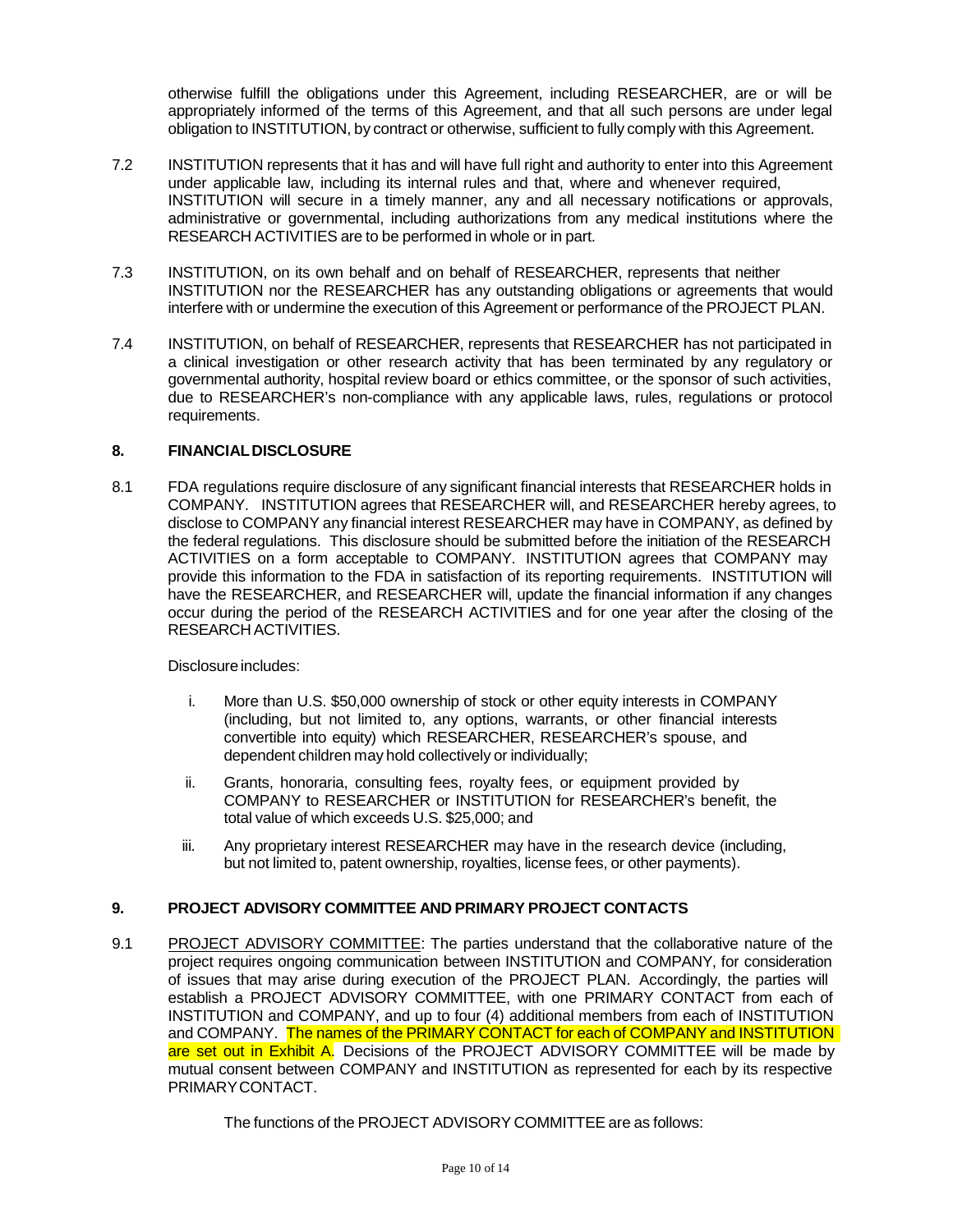otherwise fulfill the obligations under this Agreement, including RESEARCHER, are or will be appropriately informed of the terms of this Agreement, and that all such persons are under legal obligation to INSTITUTION, by contract or otherwise, sufficient to fully comply with this Agreement.

7.2 INSTITUTION represents that it has and will have full right and authority to enter into this Agreement under applicable law, including its internal rules and that, where and whenever required, INSTITUTION will secure in a timely manner, any and all necessary notifications or approvals, administrative or governmental, including authorizations from any medical institutions where the RESEARCH ACTIVITIES are to be performed in whole or in part.

7.3 INSTITUTION, on its own behalf and on behalf of RESEARCHER, represents that neither INSTITUTION nor the RESEARCHER has any outstanding obligations or agreements that would interfere with or undermine the execution of this Agreement or performance of the PROJECT PLAN.

7.4 INSTITUTION, on behalf of RESEARCHER, represents that RESEARCHER has not participated in a clinical investigation or other research activity that has been terminated by any regulatory or governmental authority, hospital review board or ethics committee, or the sponsor of such activities, due to RESEARCHER's non-compliance with any applicable laws, rules, regulations or protocol requirements.

## 8. FINANCIAL DISCLOSURE

8.1 FDA regulations require disclosure of any significant financial interests that RESEARCHER holds in COMPANY. INSTITUTION agrees that RESEARCHER will, and RESEARCHER hereby agrees, to disclose to COMPANY any financial interest RESEARCHER may have in COMPANY, as defined by the federal regulations. This disclosure should be submitted before the initiation of the RESEARCH ACTIVITIES on a form acceptable to COMPANY. INSTITUTION agrees that COMPANY may provide this information to the FDA in satisfaction of its reporting requirements. INSTITUTION will have the RESEARCHER, and RESEARCHER will, update the financial information if any changes occur during the period of the RESEARCH ACTIVITIES and for one year after the closing of the RESEARCH ACTIVITIES.

Disclosure includes:

i. More than U.S. $50,000 ownership of stock or other equity interests in COMPANY (including, but not limited to, any options, warrants, or other financial interests convertible into equity) which RESEARCHER, RESEARCHER's spouse, and dependent children may hold collectively or individually;

ii. Grants, honoraria, consulting fees, royalty fees, or equipment provided by COMPANY to RESEARCHER or INSTITUTION for RESEARCHER's benefit, the total value of which exceeds U.S. $25,000; and

iii. Any proprietary interest RESEARCHER may have in the research device (including, but not limited to, patent ownership, royalties, license fees, or other payments).

## 9. PROJECT ADVISORY COMMITTEE AND PRIMARY PROJECT CONTACTS

9.1 PROJECT ADVISORY COMMITTEE: The parties understand that the collaborative nature of the project requires ongoing communication between INSTITUTION and COMPANY, for consideration of issues that may arise during execution of the PROJECT PLAN. Accordingly, the parties will establish a PROJECT ADVISORY COMMITTEE, with one PRIMARY CONTACT from each of INSTITUTION and COMPANY, and up to four (4) additional members from each of INSTITUTION and COMPANY. The names of the PRIMARY CONTACT for each of COMPANY and INSTITUTION are set out in Exhibit A. Decisions of the PROJECT ADVISORY COMMITTEE will be made by mutual consent between COMPANY and INSTITUTION as represented for each by its respective PRIMARY CONTACT.

The functions of the PROJECT ADVISORY COMMITTEE are as follows: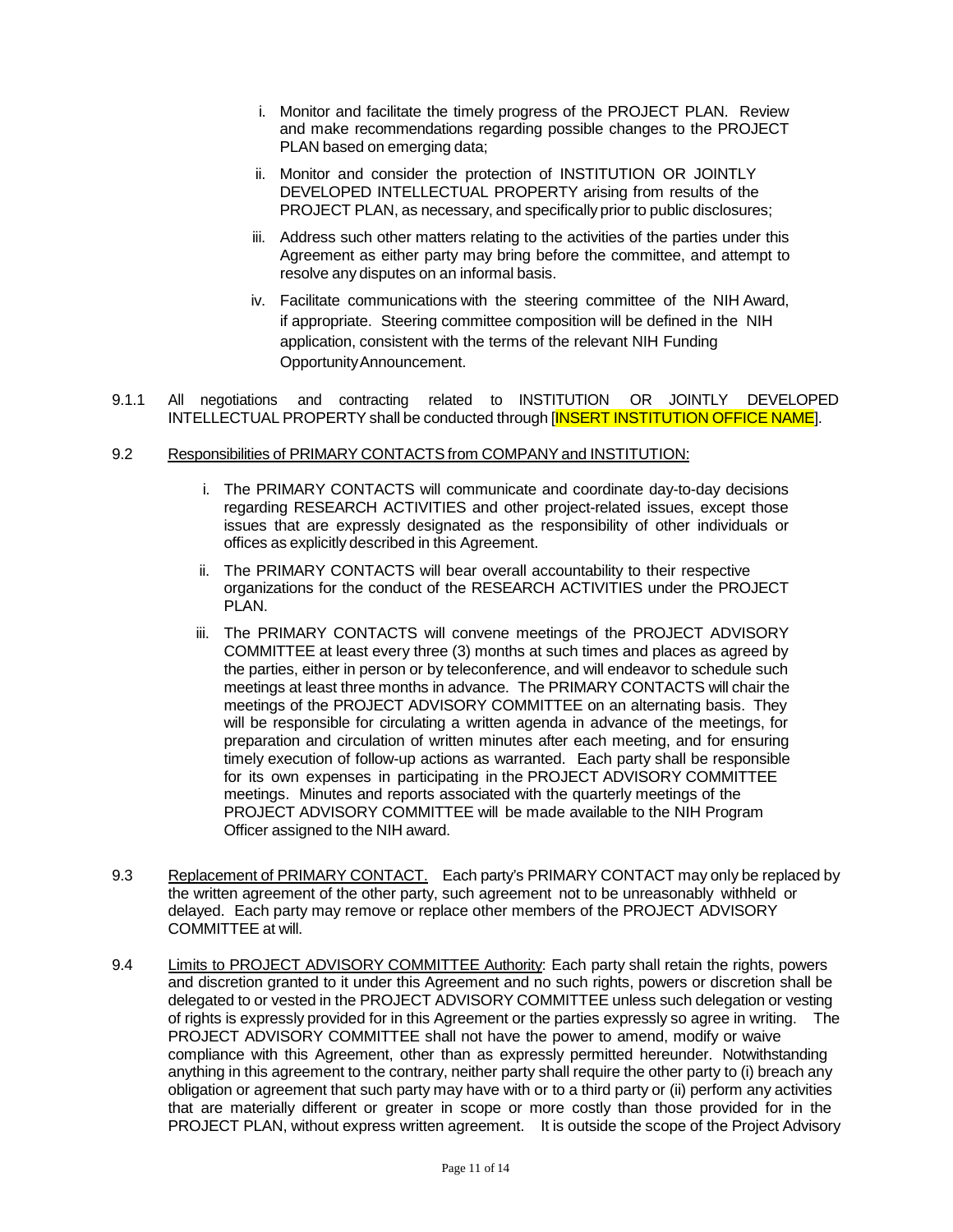i. Monitor and facilitate the timely progress of the PROJECT PLAN. Review and make recommendations regarding possible changes to the PROJECT PLAN based on emerging data;

ii. Monitor and consider the protection of INSTITUTION OR JOINTLY DEVELOPED INTELLECTUAL PROPERTY arising from results of the PROJECT PLAN, as necessary, and specifically prior to public disclosures;

iii. Address such other matters relating to the activities of the parties under this Agreement as either party may bring before the committee, and attempt to resolve any disputes on an informal basis.

iv. Facilitate communications with the steering committee of the NIH Award, if appropriate. Steering committee composition will be defined in the NIH application, consistent with the terms of the relevant NIH Funding Opportunity Announcement.

9.1.1 All negotiations and contracting related to INSTITUTION OR JOINTLY DEVELOPED INTELLECTUAL PROPERTY shall be conducted through [INSERT INSTITUTION OFFICE NAME].

9.2 <u>Responsibilities of PRIMARY CONTACTS from COMPANY and INSTITUTION:</u>

i. The PRIMARY CONTACTS will communicate and coordinate day-to-day decisions regarding RESEARCH ACTIVITIES and other project-related issues, except those issues that are expressly designated as the responsibility of other individuals or offices as explicitly described in this Agreement.

ii. The PRIMARY CONTACTS will bear overall accountability to their respective organizations for the conduct of the RESEARCH ACTIVITIES under the PROJECT PLAN.

iii. The PRIMARY CONTACTS will convene meetings of the PROJECT ADVISORY COMMITTEE at least every three (3) months at such times and places as agreed by the parties, either in person or by teleconference, and will endeavor to schedule such meetings at least three months in advance. The PRIMARY CONTACTS will chair the meetings of the PROJECT ADVISORY COMMITTEE on an alternating basis. They will be responsible for circulating a written agenda in advance of the meetings, for preparation and circulation of written minutes after each meeting, and for ensuring timely execution of follow-up actions as warranted. Each party shall be responsible for its own expenses in participating in the PROJECT ADVISORY COMMITTEE meetings. Minutes and reports associated with the quarterly meetings of the PROJECT ADVISORY COMMITTEE will be made available to the NIH Program Officer assigned to the NIH award.

9.3 <u>Replacement of PRIMARY CONTACT.</u> Each party's PRIMARY CONTACT may only be replaced by the written agreement of the other party, such agreement not to be unreasonably withheld or delayed. Each party may remove or replace other members of the PROJECT ADVISORY COMMITTEE at will.

9.4 <u>Limits to PROJECT ADVISORY COMMITTEE Authority</u>: Each party shall retain the rights, powers and discretion granted to it under this Agreement and no such rights, powers or discretion shall be delegated to or vested in the PROJECT ADVISORY COMMITTEE unless such delegation or vesting of rights is expressly provided for in this Agreement or the parties expressly so agree in writing. The PROJECT ADVISORY COMMITTEE shall not have the power to amend, modify or waive compliance with this Agreement, other than as expressly permitted hereunder. Notwithstanding anything in this agreement to the contrary, neither party shall require the other party to (i) breach any obligation or agreement that such party may have with or to a third party or (ii) perform any activities that are materially different or greater in scope or more costly than those provided for in the PROJECT PLAN, without express written agreement. It is outside the scope of the Project Advisory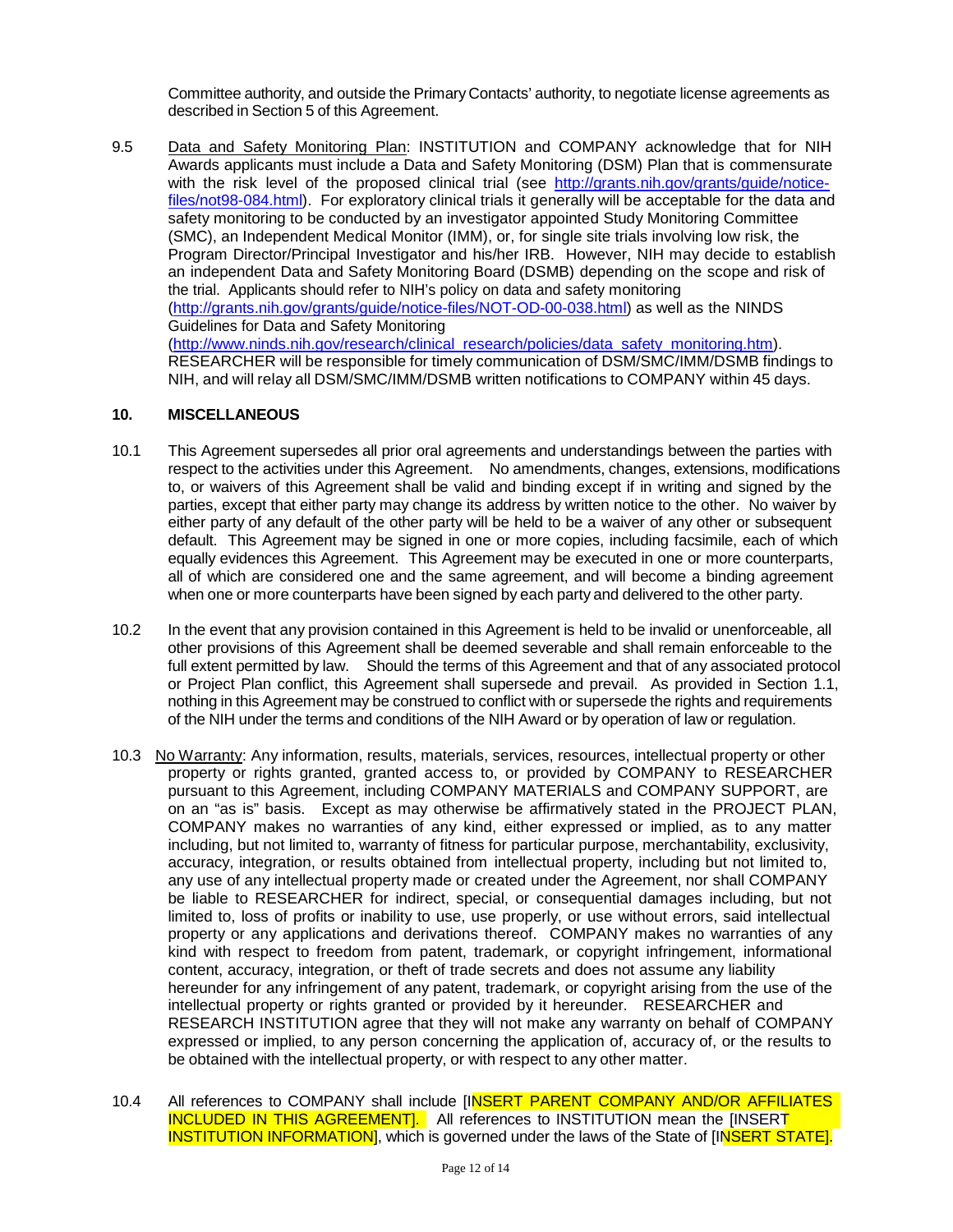Committee authority, and outside the Primary Contacts' authority, to negotiate license agreements as described in Section 5 of this Agreement.

9.5 Data and Safety Monitoring Plan: INSTITUTION and COMPANY acknowledge that for NIH Awards applicants must include a Data and Safety Monitoring (DSM) Plan that is commensurate with the risk level of the proposed clinical trial (see http://grants.nih.gov/grants/guide/notice-files/not98-084.html). For exploratory clinical trials it generally will be acceptable for the data and safety monitoring to be conducted by an investigator appointed Study Monitoring Committee (SMC), an Independent Medical Monitor (IMM), or, for single site trials involving low risk, the Program Director/Principal Investigator and his/her IRB. However, NIH may decide to establish an independent Data and Safety Monitoring Board (DSMB) depending on the scope and risk of the trial. Applicants should refer to NIH's policy on data and safety monitoring (http://grants.nih.gov/grants/guide/notice-files/NOT-OD-00-038.html) as well as the NINDS Guidelines for Data and Safety Monitoring (http://www.ninds.nih.gov/research/clinical_research/policies/data_safety_monitoring.htm). RESEARCHER will be responsible for timely communication of DSM/SMC/IMM/DSMB findings to NIH, and will relay all DSM/SMC/IMM/DSMB written notifications to COMPANY within 45 days.

## 10. MISCELLANEOUS

10.1 This Agreement supersedes all prior oral agreements and understandings between the parties with respect to the activities under this Agreement. No amendments, changes, extensions, modifications to, or waivers of this Agreement shall be valid and binding except if in writing and signed by the parties, except that either party may change its address by written notice to the other. No waiver by either party of any default of the other party will be held to be a waiver of any other or subsequent default. This Agreement may be signed in one or more copies, including facsimile, each of which equally evidences this Agreement. This Agreement may be executed in one or more counterparts, all of which are considered one and the same agreement, and will become a binding agreement when one or more counterparts have been signed by each party and delivered to the other party.

10.2 In the event that any provision contained in this Agreement is held to be invalid or unenforceable, all other provisions of this Agreement shall be deemed severable and shall remain enforceable to the full extent permitted by law. Should the terms of this Agreement and that of any associated protocol or Project Plan conflict, this Agreement shall supersede and prevail. As provided in Section 1.1, nothing in this Agreement may be construed to conflict with or supersede the rights and requirements of the NIH under the terms and conditions of the NIH Award or by operation of law or regulation.

10.3 No Warranty: Any information, results, materials, services, resources, intellectual property or other property or rights granted, granted access to, or provided by COMPANY to RESEARCHER pursuant to this Agreement, including COMPANY MATERIALS and COMPANY SUPPORT, are on an "as is" basis. Except as may otherwise be affirmatively stated in the PROJECT PLAN, COMPANY makes no warranties of any kind, either expressed or implied, as to any matter including, but not limited to, warranty of fitness for particular purpose, merchantability, exclusivity, accuracy, integration, or results obtained from intellectual property, including but not limited to, any use of any intellectual property made or created under the Agreement, nor shall COMPANY be liable to RESEARCHER for indirect, special, or consequential damages including, but not limited to, loss of profits or inability to use, use properly, or use without errors, said intellectual property or any applications and derivations thereof. COMPANY makes no warranties of any kind with respect to freedom from patent, trademark, or copyright infringement, informational content, accuracy, integration, or theft of trade secrets and does not assume any liability hereunder for any infringement of any patent, trademark, or copyright arising from the use of the intellectual property or rights granted or provided by it hereunder. RESEARCHER and RESEARCH INSTITUTION agree that they will not make any warranty on behalf of COMPANY expressed or implied, to any person concerning the application of, accuracy of, or the results to be obtained with the intellectual property, or with respect to any other matter.

10.4 All references to COMPANY shall include [INSERT PARENT COMPANY AND/OR AFFILIATES INCLUDED IN THIS AGREEMENT]. All references to INSTITUTION mean the [INSERT INSTITUTION INFORMATION], which is governed under the laws of the State of [INSERT STATE].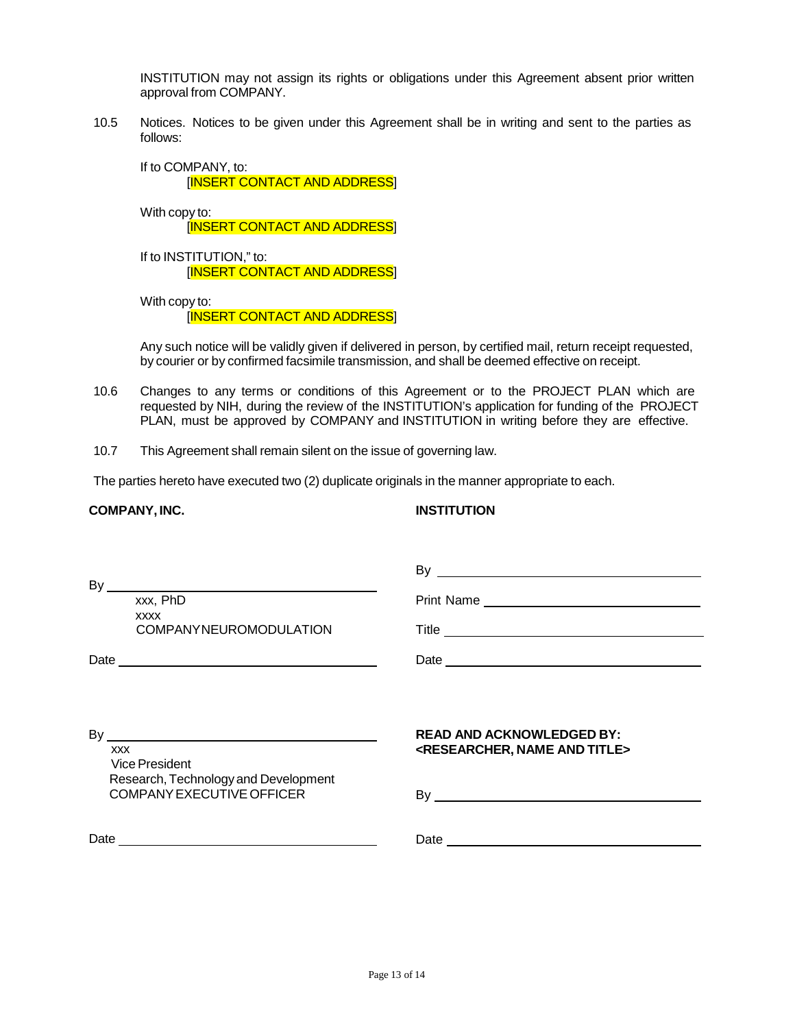INSTITUTION may not assign its rights or obligations under this Agreement absent prior written approval from COMPANY.

10.5 Notices. Notices to be given under this Agreement shall be in writing and sent to the parties as follows:

If to COMPANY, to:
[INSERT CONTACT AND ADDRESS]

With copy to:
[INSERT CONTACT AND ADDRESS]

If to INSTITUTION," to:
[INSERT CONTACT AND ADDRESS]

With copy to:
[INSERT CONTACT AND ADDRESS]

Any such notice will be validly given if delivered in person, by certified mail, return receipt requested, by courier or by confirmed facsimile transmission, and shall be deemed effective on receipt.

10.6 Changes to any terms or conditions of this Agreement or to the PROJECT PLAN which are requested by NIH, during the review of the INSTITUTION's application for funding of the PROJECT PLAN, must be approved by COMPANY and INSTITUTION in writing before they are effective.

10.7 This Agreement shall remain silent on the issue of governing law.

The parties hereto have executed two (2) duplicate originals in the manner appropriate to each.

**COMPANY, INC.**

By ________________________________
xxx, PhD
xxxx
COMPANYNEUROMODULATION

Date ________________________________

By ________________________________
xxx
Vice President
Research, Technology and Development
COMPANY EXECUTIVE OFFICER

Date ________________________________

**INSTITUTION**

By ________________________________

Print Name ________________________________

Title ________________________________

Date ________________________________

**READ AND ACKNOWLEDGED BY:**
**<RESEARCHER, NAME AND TITLE>**

By ________________________________

Date ________________________________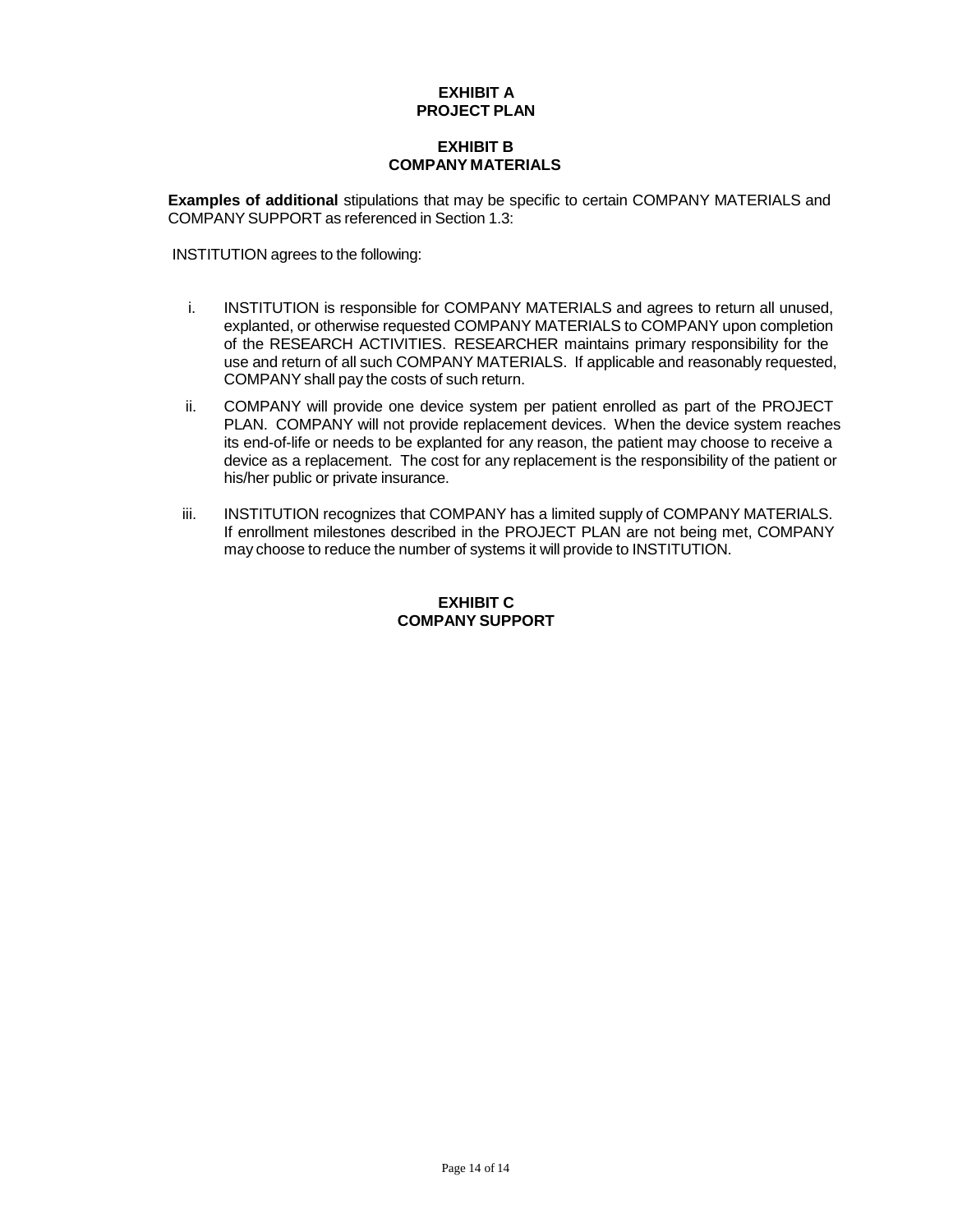**EXHIBIT A**
**PROJECT PLAN**

**EXHIBIT B**
**COMPANY MATERIALS**

**Examples of additional** stipulations that may be specific to certain COMPANY MATERIALS and COMPANY SUPPORT as referenced in Section 1.3:

INSTITUTION agrees to the following:

i. INSTITUTION is responsible for COMPANY MATERIALS and agrees to return all unused, explanted, or otherwise requested COMPANY MATERIALS to COMPANY upon completion of the RESEARCH ACTIVITIES. RESEARCHER maintains primary responsibility for the use and return of all such COMPANY MATERIALS. If applicable and reasonably requested, COMPANY shall pay the costs of such return.

ii. COMPANY will provide one device system per patient enrolled as part of the PROJECT PLAN. COMPANY will not provide replacement devices. When the device system reaches its end-of-life or needs to be explanted for any reason, the patient may choose to receive a device as a replacement. The cost for any replacement is the responsibility of the patient or his/her public or private insurance.

iii. INSTITUTION recognizes that COMPANY has a limited supply of COMPANY MATERIALS. If enrollment milestones described in the PROJECT PLAN are not being met, COMPANY may choose to reduce the number of systems it will provide to INSTITUTION.

**EXHIBIT C**
**COMPANY SUPPORT**